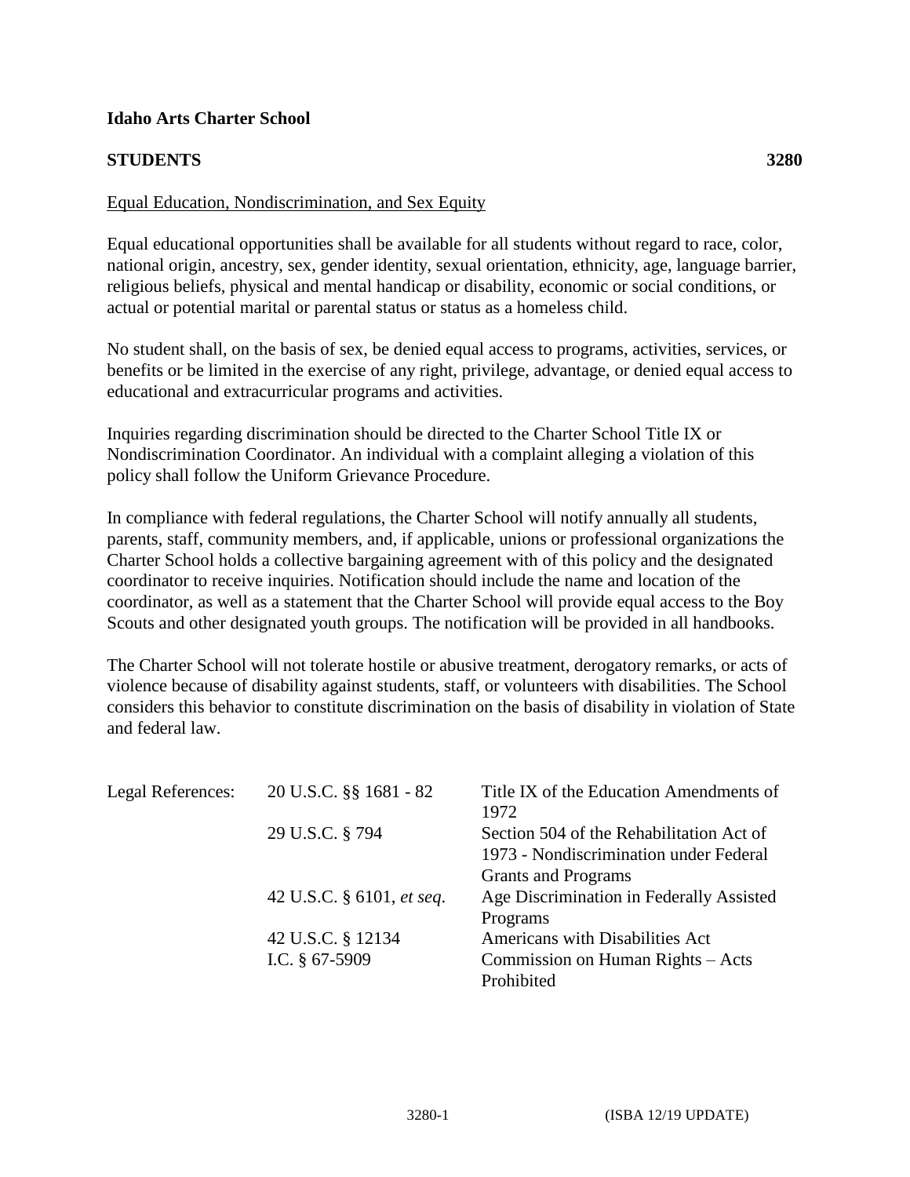**Idaho Arts Charter School**

**STUDENTS 3280**

Equal Education, Nondiscrimination, and Sex Equity

Equal educational opportunities shall be available for all students without regard to race, color, national origin, ancestry, sex, gender identity, sexual orientation, ethnicity, age, language barrier, religious beliefs, physical and mental handicap or disability, economic or social conditions, or actual or potential marital or parental status or status as a homeless child.

No student shall, on the basis of sex, be denied equal access to programs, activities, services, or benefits or be limited in the exercise of any right, privilege, advantage, or denied equal access to educational and extracurricular programs and activities.

Inquiries regarding discrimination should be directed to the Charter School Title IX or Nondiscrimination Coordinator. An individual with a complaint alleging a violation of this policy shall follow the Uniform Grievance Procedure.

In compliance with federal regulations, the Charter School will notify annually all students, parents, staff, community members, and, if applicable, unions or professional organizations the Charter School holds a collective bargaining agreement with of this policy and the designated coordinator to receive inquiries. Notification should include the name and location of the coordinator, as well as a statement that the Charter School will provide equal access to the Boy Scouts and other designated youth groups. The notification will be provided in all handbooks.

The Charter School will not tolerate hostile or abusive treatment, derogatory remarks, or acts of violence because of disability against students, staff, or volunteers with disabilities. The School considers this behavior to constitute discrimination on the basis of disability in violation of State and federal law.

| Legal References: | 20 U.S.C. §§ 1681 - 82 | Title IX of the Education Amendments of 1972 |
|---|---|---|
| | 29 U.S.C. § 794 | Section 504 of the Rehabilitation Act of 1973 - Nondiscrimination under Federal Grants and Programs |
| | 42 U.S.C. § 6101, *et seq.* | Age Discrimination in Federally Assisted Programs |
| | 42 U.S.C. § 12134 | Americans with Disabilities Act |
| | I.C. § 67-5909 | Commission on Human Rights – Acts Prohibited |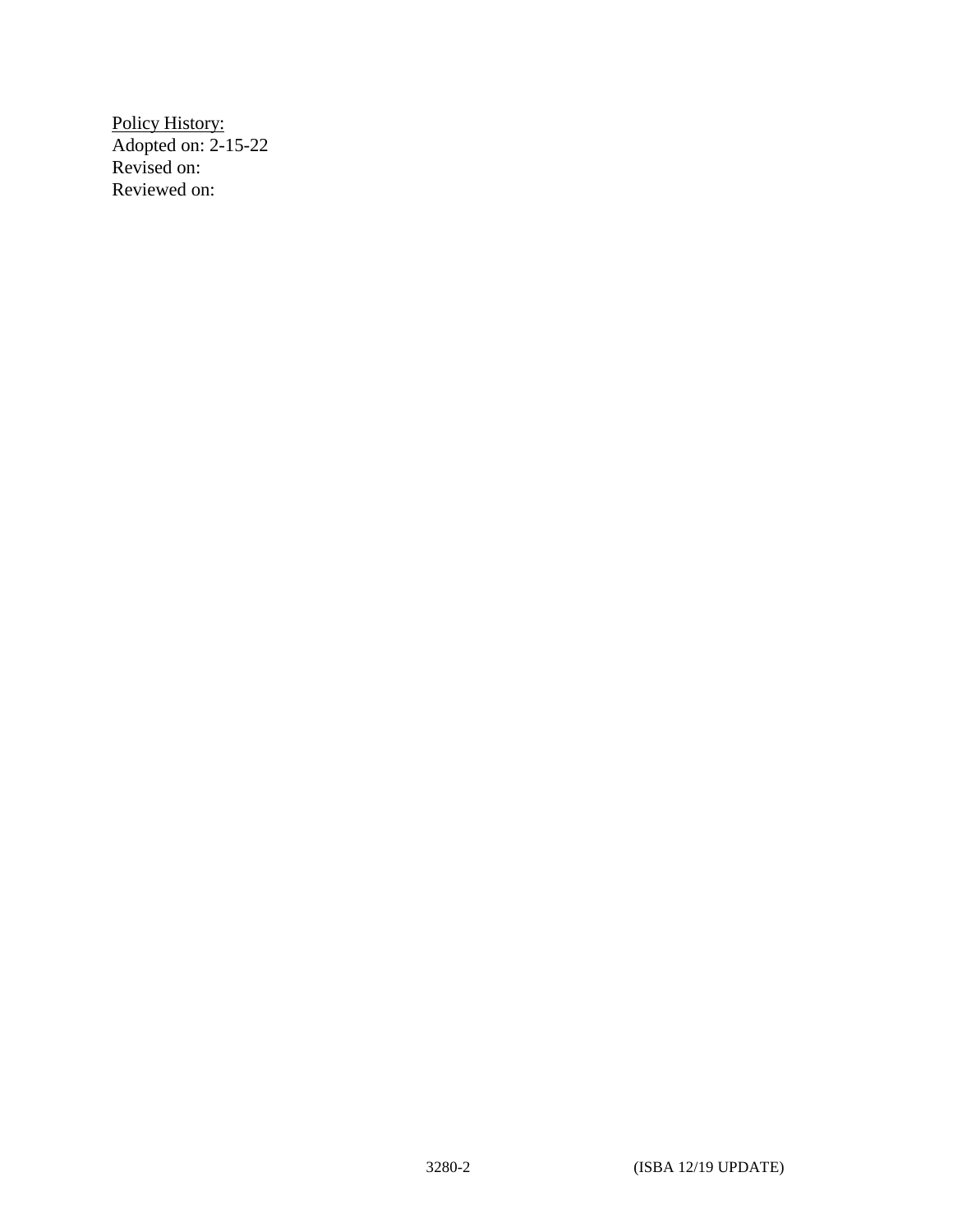<u>Policy History:</u>
Adopted on: 2-15-22
Revised on:
Reviewed on: